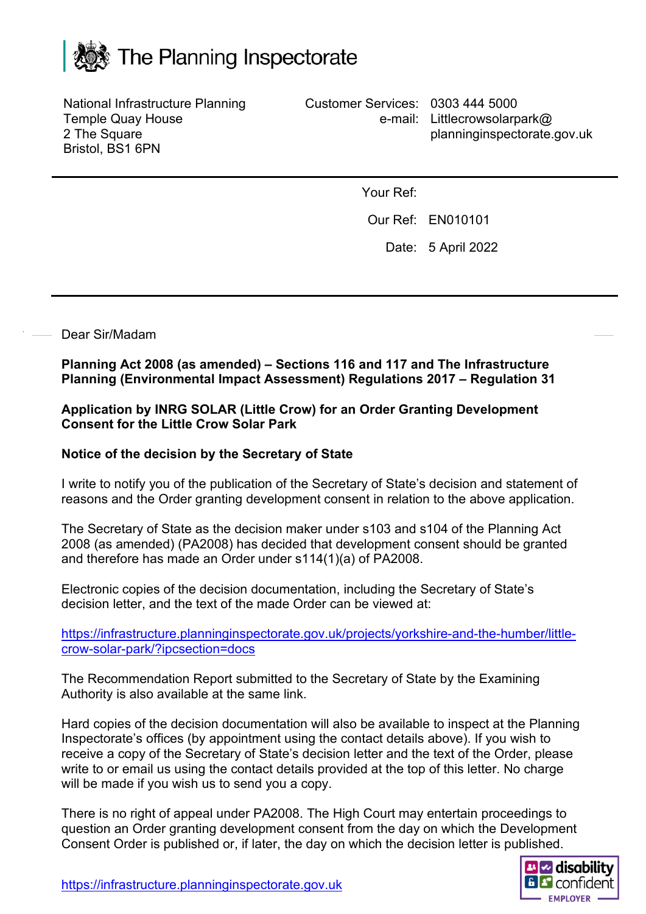# The Planning Inspectorate

National Infrastructure Planning
Temple Quay House
2 The Square
Bristol, BS1 6PN

Customer Services: 0303 444 5000
e-mail: Littlecrowsolarpark@planninginspectorate.gov.uk

Your Ref:

Our Ref: EN010101

Date: 5 April 2022

Dear Sir/Madam

**Planning Act 2008 (as amended) – Sections 116 and 117 and The Infrastructure Planning (Environmental Impact Assessment) Regulations 2017 – Regulation 31**

**Application by INRG SOLAR (Little Crow) for an Order Granting Development Consent for the Little Crow Solar Park**

**Notice of the decision by the Secretary of State**

I write to notify you of the publication of the Secretary of State's decision and statement of reasons and the Order granting development consent in relation to the above application.

The Secretary of State as the decision maker under s103 and s104 of the Planning Act 2008 (as amended) (PA2008) has decided that development consent should be granted and therefore has made an Order under s114(1)(a) of PA2008.

Electronic copies of the decision documentation, including the Secretary of State's decision letter, and the text of the made Order can be viewed at:

https://infrastructure.planninginspectorate.gov.uk/projects/yorkshire-and-the-humber/little-crow-solar-park/?ipcsection=docs

The Recommendation Report submitted to the Secretary of State by the Examining Authority is also available at the same link.

Hard copies of the decision documentation will also be available to inspect at the Planning Inspectorate's offices (by appointment using the contact details above). If you wish to receive a copy of the Secretary of State's decision letter and the text of the Order, please write to or email us using the contact details provided at the top of this letter. No charge will be made if you wish us to send you a copy.

There is no right of appeal under PA2008. The High Court may entertain proceedings to question an Order granting development consent from the day on which the Development Consent Order is published or, if later, the day on which the decision letter is published.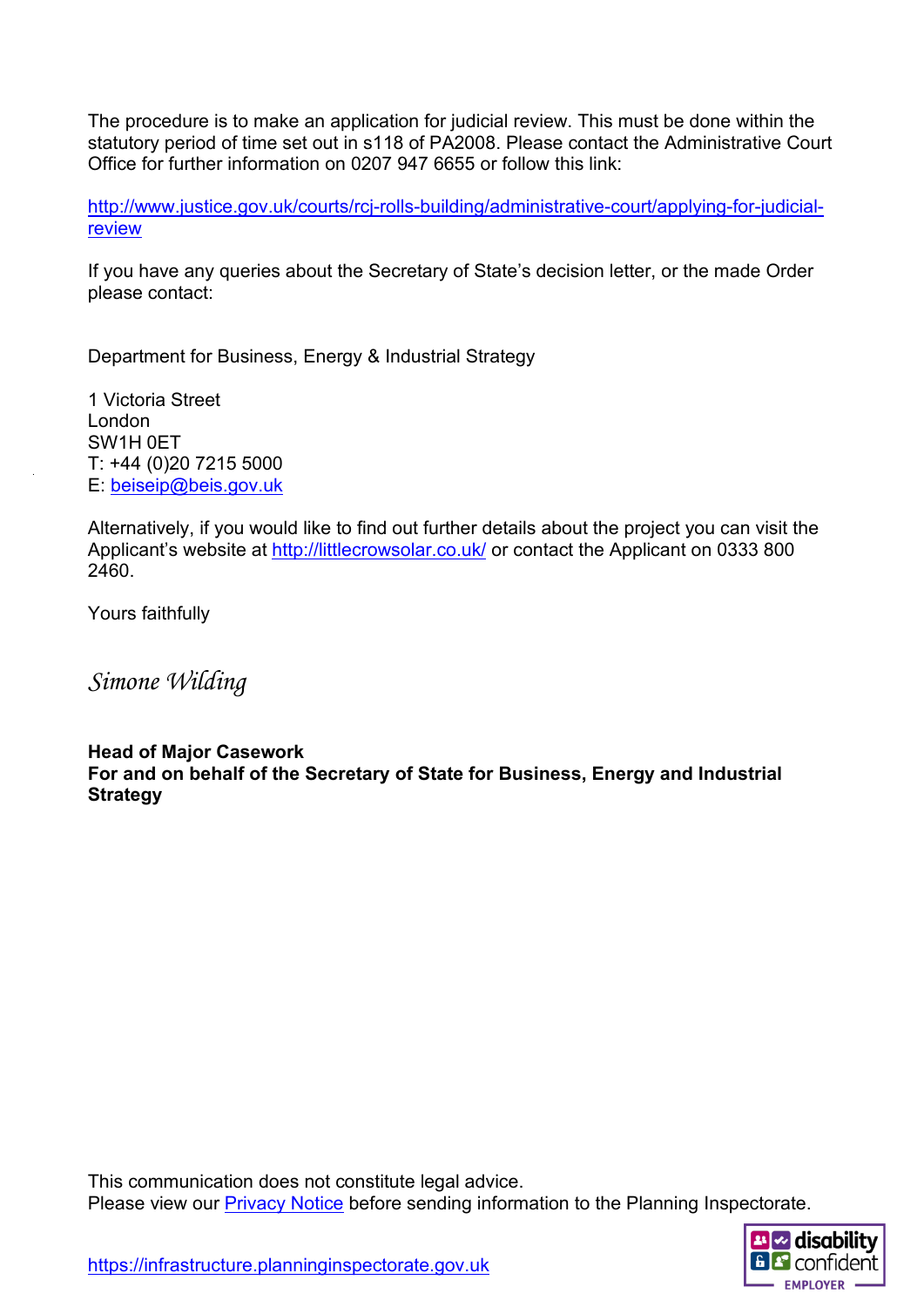The procedure is to make an application for judicial review. This must be done within the statutory period of time set out in s118 of PA2008. Please contact the Administrative Court Office for further information on 0207 947 6655 or follow this link:

[http://www.justice.gov.uk/courts/rcj-rolls-building/administrative-court/applying-for-judicial-review](http://www.justice.gov.uk/courts/rcj-rolls-building/administrative-court/applying-for-judicial-review)

If you have any queries about the Secretary of State's decision letter, or the made Order please contact:

Department for Business, Energy & Industrial Strategy

1 Victoria Street
London
SW1H 0ET
T: +44 (0)20 7215 5000
E: [beiseip@beis.gov.uk](mailto:beiseip@beis.gov.uk)

Alternatively, if you would like to find out further details about the project you can visit the Applicant's website at [http://littlecrowsolar.co.uk/](http://littlecrowsolar.co.uk/) or contact the Applicant on 0333 800 2460.

Yours faithfully

*Simone Wilding*

**Head of Major Casework**
**For and on behalf of the Secretary of State for Business, Energy and Industrial Strategy**

This communication does not constitute legal advice.
Please view our Privacy Notice before sending information to the Planning Inspectorate.

https://infrastructure.planninginspectorate.gov.uk

disability confident EMPLOYER